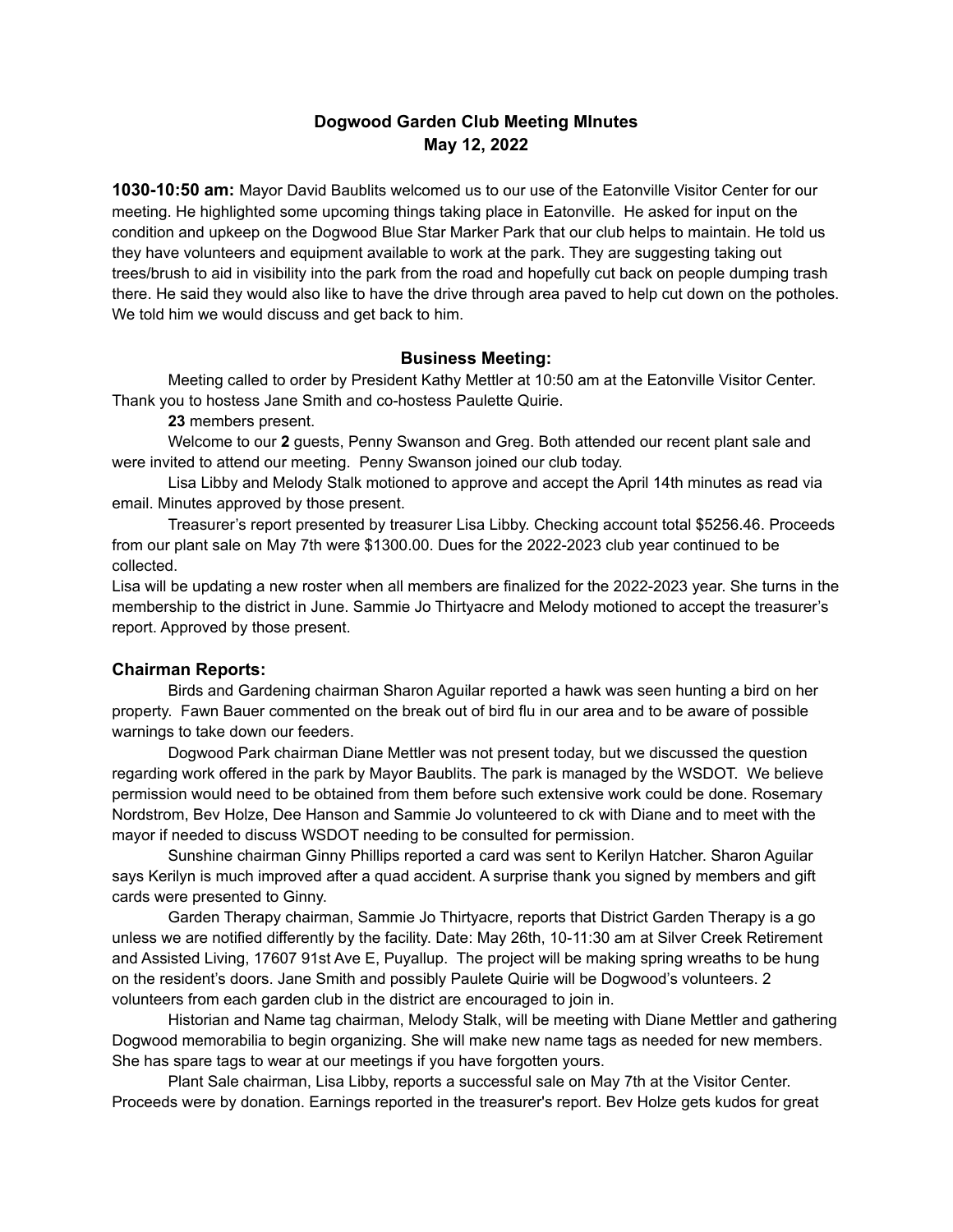# Dogwood Garden Club Meeting MInutes
# May 12, 2022

**1030-10:50 am:** Mayor David Baublits welcomed us to our use of the Eatonville Visitor Center for our meeting. He highlighted some upcoming things taking place in Eatonville. He asked for input on the condition and upkeep on the Dogwood Blue Star Marker Park that our club helps to maintain. He told us they have volunteers and equipment available to work at the park. They are suggesting taking out trees/brush to aid in visibility into the park from the road and hopefully cut back on people dumping trash there. He said they would also like to have the drive through area paved to help cut down on the potholes. We told him we would discuss and get back to him.

## Business Meeting:

Meeting called to order by President Kathy Mettler at 10:50 am at the Eatonville Visitor Center. Thank you to hostess Jane Smith and co-hostess Paulette Quirie.

**23** members present.

Welcome to our **2** guests, Penny Swanson and Greg. Both attended our recent plant sale and were invited to attend our meeting. Penny Swanson joined our club today.

Lisa Libby and Melody Stalk motioned to approve and accept the April 14th minutes as read via email. Minutes approved by those present.

Treasurer's report presented by treasurer Lisa Libby. Checking account total $5256.46. Proceeds from our plant sale on May 7th were $1300.00. Dues for the 2022-2023 club year continued to be collected.

Lisa will be updating a new roster when all members are finalized for the 2022-2023 year. She turns in the membership to the district in June. Sammie Jo Thirtyacre and Melody motioned to accept the treasurer's report. Approved by those present.

## Chairman Reports:

Birds and Gardening chairman Sharon Aguilar reported a hawk was seen hunting a bird on her property. Fawn Bauer commented on the break out of bird flu in our area and to be aware of possible warnings to take down our feeders.

Dogwood Park chairman Diane Mettler was not present today, but we discussed the question regarding work offered in the park by Mayor Baublits. The park is managed by the WSDOT. We believe permission would need to be obtained from them before such extensive work could be done. Rosemary Nordstrom, Bev Holze, Dee Hanson and Sammie Jo volunteered to ck with Diane and to meet with the mayor if needed to discuss WSDOT needing to be consulted for permission.

Sunshine chairman Ginny Phillips reported a card was sent to Kerilyn Hatcher. Sharon Aguilar says Kerilyn is much improved after a quad accident. A surprise thank you signed by members and gift cards were presented to Ginny.

Garden Therapy chairman, Sammie Jo Thirtyacre, reports that District Garden Therapy is a go unless we are notified differently by the facility. Date: May 26th, 10-11:30 am at Silver Creek Retirement and Assisted Living, 17607 91st Ave E, Puyallup. The project will be making spring wreaths to be hung on the resident's doors. Jane Smith and possibly Paulete Quirie will be Dogwood's volunteers. 2 volunteers from each garden club in the district are encouraged to join in.

Historian and Name tag chairman, Melody Stalk, will be meeting with Diane Mettler and gathering Dogwood memorabilia to begin organizing. She will make new name tags as needed for new members. She has spare tags to wear at our meetings if you have forgotten yours.

Plant Sale chairman, Lisa Libby, reports a successful sale on May 7th at the Visitor Center. Proceeds were by donation. Earnings reported in the treasurer's report. Bev Holze gets kudos for great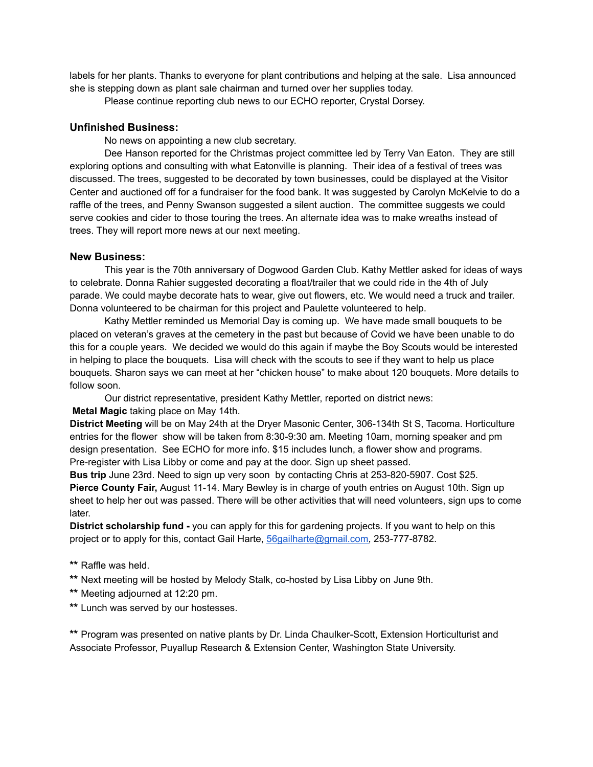labels for her plants. Thanks to everyone for plant contributions and helping at the sale. Lisa announced she is stepping down as plant sale chairman and turned over her supplies today.

Please continue reporting club news to our ECHO reporter, Crystal Dorsey.

### Unfinished Business:

No news on appointing a new club secretary.

Dee Hanson reported for the Christmas project committee led by Terry Van Eaton. They are still exploring options and consulting with what Eatonville is planning. Their idea of a festival of trees was discussed. The trees, suggested to be decorated by town businesses, could be displayed at the Visitor Center and auctioned off for a fundraiser for the food bank. It was suggested by Carolyn McKelvie to do a raffle of the trees, and Penny Swanson suggested a silent auction. The committee suggests we could serve cookies and cider to those touring the trees. An alternate idea was to make wreaths instead of trees. They will report more news at our next meeting.

### New Business:

This year is the 70th anniversary of Dogwood Garden Club. Kathy Mettler asked for ideas of ways to celebrate. Donna Rahier suggested decorating a float/trailer that we could ride in the 4th of July parade. We could maybe decorate hats to wear, give out flowers, etc. We would need a truck and trailer. Donna volunteered to be chairman for this project and Paulette volunteered to help.

Kathy Mettler reminded us Memorial Day is coming up. We have made small bouquets to be placed on veteran's graves at the cemetery in the past but because of Covid we have been unable to do this for a couple years. We decided we would do this again if maybe the Boy Scouts would be interested in helping to place the bouquets. Lisa will check with the scouts to see if they want to help us place bouquets. Sharon says we can meet at her "chicken house" to make about 120 bouquets. More details to follow soon.

Our district representative, president Kathy Mettler, reported on district news:

**Metal Magic** taking place on May 14th.

**District Meeting** will be on May 24th at the Dryer Masonic Center, 306-134th St S, Tacoma. Horticulture entries for the flower show will be taken from 8:30-9:30 am. Meeting 10am, morning speaker and pm design presentation. See ECHO for more info. $15 includes lunch, a flower show and programs. Pre-register with Lisa Libby or come and pay at the door. Sign up sheet passed.

**Bus trip** June 23rd. Need to sign up very soon by contacting Chris at 253-820-5907. Cost $25.

**Pierce County Fair,** August 11-14. Mary Bewley is in charge of youth entries on August 10th. Sign up sheet to help her out was passed. There will be other activities that will need volunteers, sign ups to come later.

**District scholarship fund -** you can apply for this for gardening projects. If you want to help on this project or to apply for this, contact Gail Harte, 56gailharte@gmail.com, 253-777-8782.

** Raffle was held.

** Next meeting will be hosted by Melody Stalk, co-hosted by Lisa Libby on June 9th.

** Meeting adjourned at 12:20 pm.

** Lunch was served by our hostesses.

** Program was presented on native plants by Dr. Linda Chaulker-Scott, Extension Horticulturist and Associate Professor, Puyallup Research & Extension Center, Washington State University.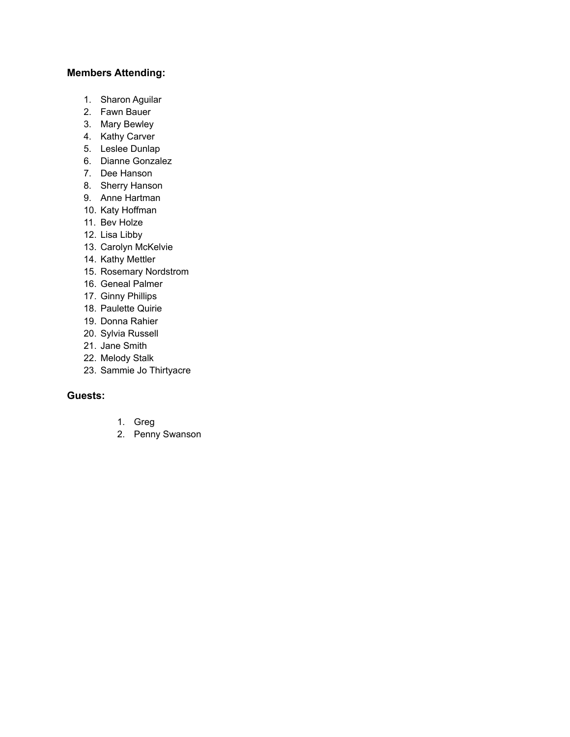**Members Attending:**

1. Sharon Aguilar
2. Fawn Bauer
3. Mary Bewley
4. Kathy Carver
5. Leslee Dunlap
6. Dianne Gonzalez
7. Dee Hanson
8. Sherry Hanson
9. Anne Hartman
10. Katy Hoffman
11. Bev Holze
12. Lisa Libby
13. Carolyn McKelvie
14. Kathy Mettler
15. Rosemary Nordstrom
16. Geneal Palmer
17. Ginny Phillips
18. Paulette Quirie
19. Donna Rahier
20. Sylvia Russell
21. Jane Smith
22. Melody Stalk
23. Sammie Jo Thirtyacre

**Guests:**

1. Greg
2. Penny Swanson